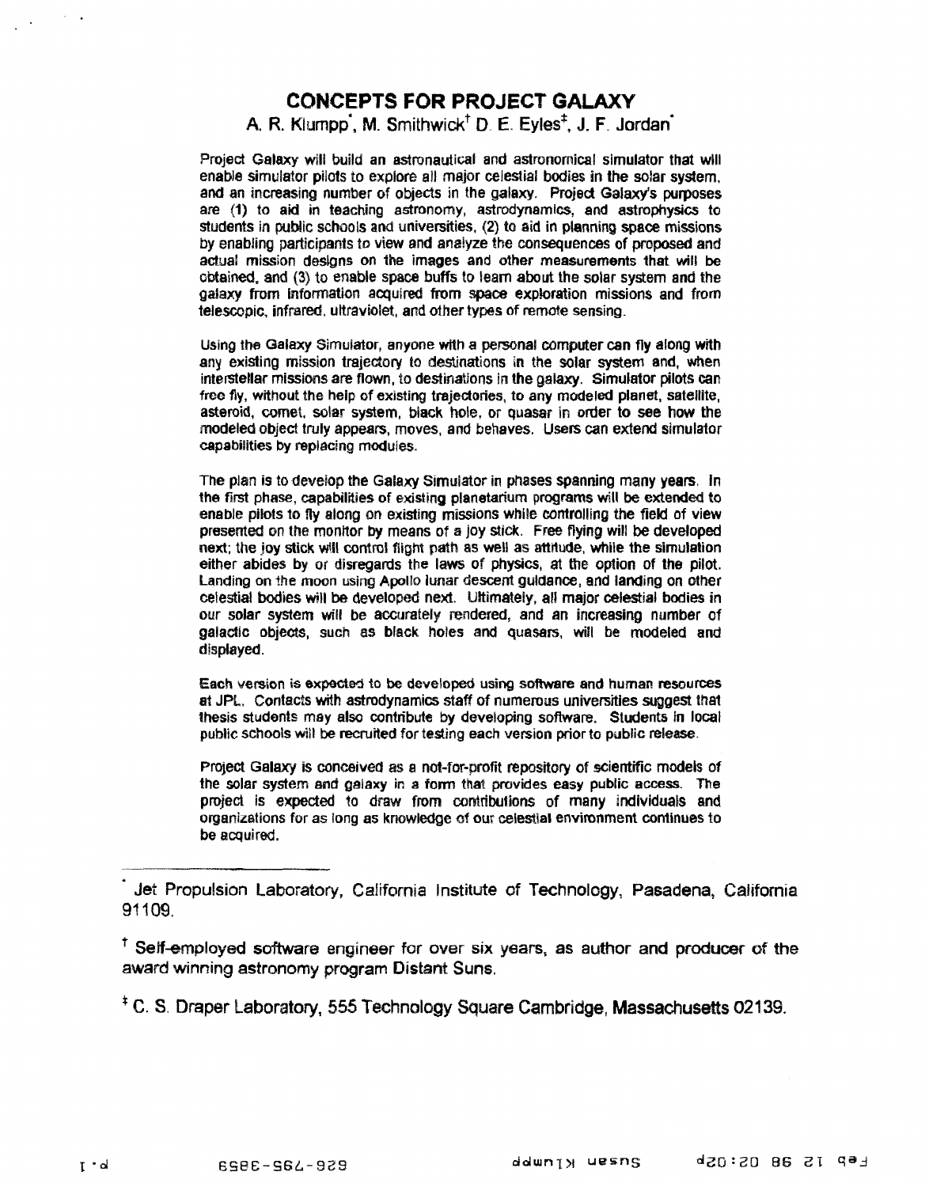# CONCEPTS FOR PROJECT GALAXY

A. R. Klumpp[*], M. Smithwick[†] D. E. Eyles[‡], J. F. Jordan[*]

Project Galaxy will build an astronautical and astronomical simulator that will enable simulator pilots to explore all major celestial bodies in the solar system, and an increasing number of objects in the galaxy. Project Galaxy's purposes are (1) to aid in teaching astronomy, astrodynamics, and astrophysics to students in public schools and universities, (2) to aid in planning space missions by enabling participants to view and analyze the consequences of proposed and actual mission designs on the images and other measurements that will be obtained, and (3) to enable space buffs to learn about the solar system and the galaxy from information acquired from space exploration missions and from telescopic, infrared, ultraviolet, and other types of remote sensing.

Using the Galaxy Simulator, anyone with a personal computer can fly along with any existing mission trajectory to destinations in the solar system and, when interstellar missions are flown, to destinations in the galaxy. Simulator pilots can free fly, without the help of existing trajectories, to any modeled planet, satellite, asteroid, comet, solar system, black hole, or quasar in order to see how the modeled object truly appears, moves, and behaves. Users can extend simulator capabilities by replacing modules.

The plan is to develop the Galaxy Simulator in phases spanning many years. In the first phase, capabilities of existing planetarium programs will be extended to enable pilots to fly along on existing missions while controlling the field of view presented on the monitor by means of a joy stick. Free flying will be developed next; the joy stick will control flight path as well as attitude, while the simulation either abides by or disregards the laws of physics, at the option of the pilot. Landing on the moon using Apollo lunar descent guidance, and landing on other celestial bodies will be developed next. Ultimately, all major celestial bodies in our solar system will be accurately rendered, and an increasing number of galactic objects, such as black holes and quasars, will be modeled and displayed.

Each version is expected to be developed using software and human resources at JPL. Contacts with astrodynamics staff of numerous universities suggest that thesis students may also contribute by developing software. Students in local public schools will be recruited for testing each version prior to public release.

Project Galaxy is conceived as a not-for-profit repository of scientific models of the solar system and galaxy in a form that provides easy public access. The project is expected to draw from contributions of many individuals and organizations for as long as knowledge of our celestial environment continues to be acquired.

---

[*] Jet Propulsion Laboratory, California Institute of Technology, Pasadena, California 91109.

[†] Self-employed software engineer for over six years, as author and producer of the award winning astronomy program Distant Suns.

[‡] C. S. Draper Laboratory, 555 Technology Square Cambridge, Massachusetts 02139.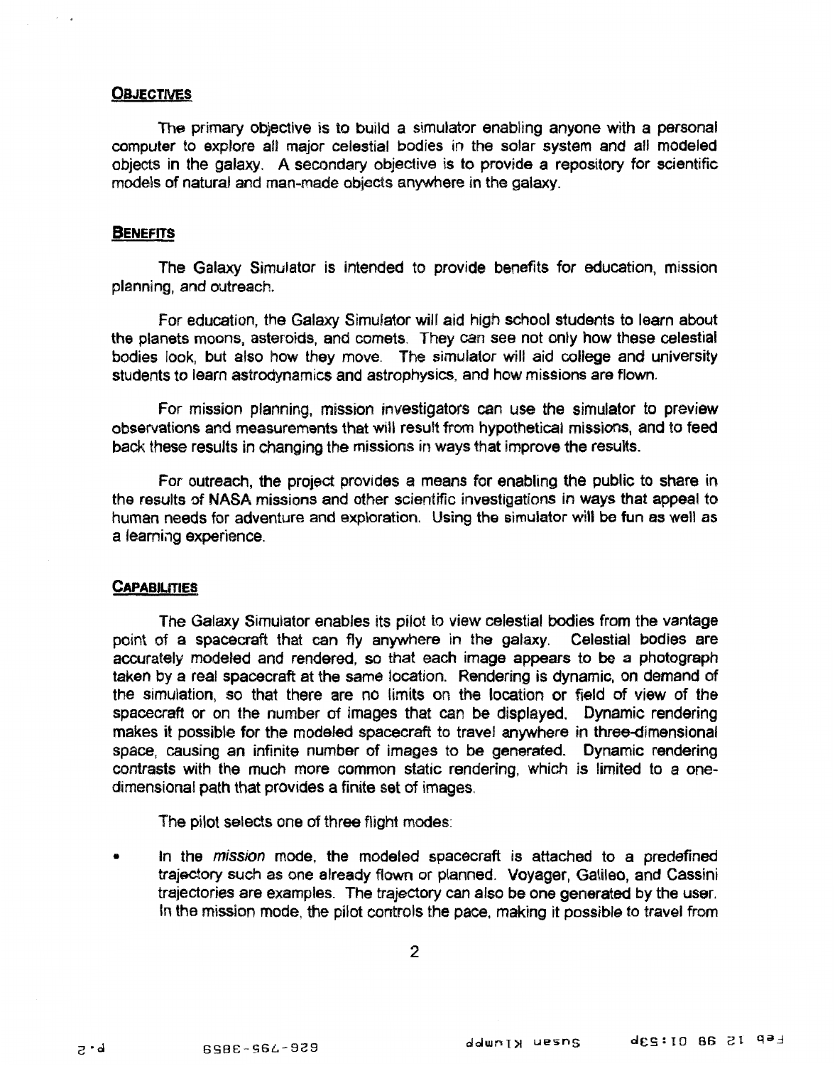## Objectives

The primary objective is to build a simulator enabling anyone with a personal computer to explore all major celestial bodies in the solar system and all modeled objects in the galaxy. A secondary objective is to provide a repository for scientific models of natural and man-made objects anywhere in the galaxy.

## Benefits

The Galaxy Simulator is intended to provide benefits for education, mission planning, and outreach.

For education, the Galaxy Simulator will aid high school students to learn about the planets moons, asteroids, and comets. They can see not only how these celestial bodies look, but also how they move. The simulator will aid college and university students to learn astrodynamics and astrophysics, and how missions are flown.

For mission planning, mission investigators can use the simulator to preview observations and measurements that will result from hypothetical missions, and to feed back these results in changing the missions in ways that improve the results.

For outreach, the project provides a means for enabling the public to share in the results of NASA missions and other scientific investigations in ways that appeal to human needs for adventure and exploration. Using the simulator will be fun as well as a learning experience.

## Capabilities

The Galaxy Simulator enables its pilot to view celestial bodies from the vantage point of a spacecraft that can fly anywhere in the galaxy. Celestial bodies are accurately modeled and rendered, so that each image appears to be a photograph taken by a real spacecraft at the same location. Rendering is dynamic, on demand of the simulation, so that there are no limits on the location or field of view of the spacecraft or on the number of images that can be displayed. Dynamic rendering makes it possible for the modeled spacecraft to travel anywhere in three-dimensional space, causing an infinite number of images to be generated. Dynamic rendering contrasts with the much more common static rendering, which is limited to a one-dimensional path that provides a finite set of images.

The pilot selects one of three flight modes:

- In the *mission* mode, the modeled spacecraft is attached to a predefined trajectory such as one already flown or planned. Voyager, Galileo, and Cassini trajectories are examples. The trajectory can also be one generated by the user. In the mission mode, the pilot controls the pace, making it possible to travel from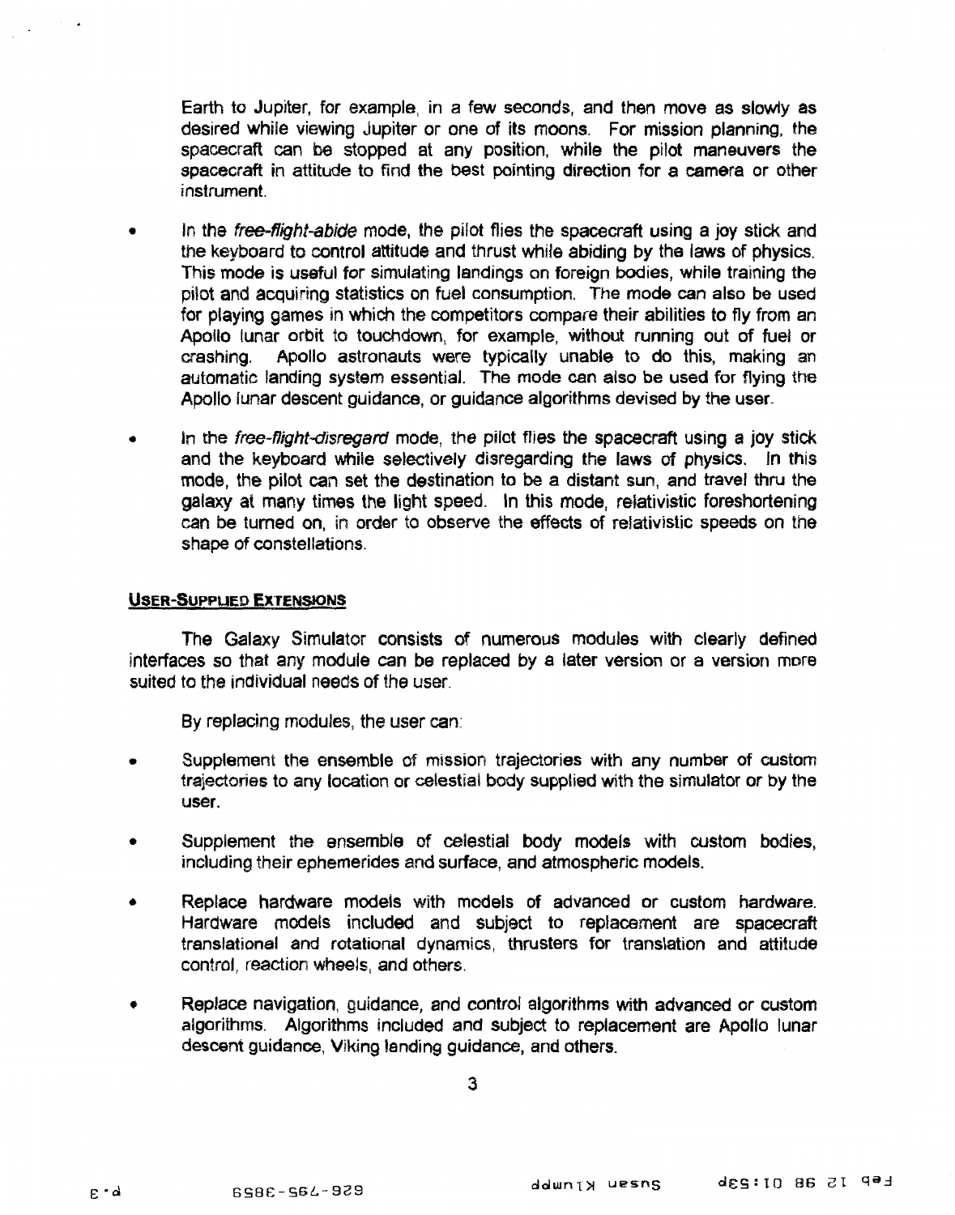Earth to Jupiter, for example, in a few seconds, and then move as slowly as desired while viewing Jupiter or one of its moons. For mission planning, the spacecraft can be stopped at any position, while the pilot maneuvers the spacecraft in attitude to find the best pointing direction for a camera or other instrument.

- In the *free-flight-abide* mode, the pilot flies the spacecraft using a joy stick and the keyboard to control attitude and thrust while abiding by the laws of physics. This mode is useful for simulating landings on foreign bodies, while training the pilot and acquiring statistics on fuel consumption. The mode can also be used for playing games in which the competitors compare their abilities to fly from an Apollo lunar orbit to touchdown, for example, without running out of fuel or crashing. Apollo astronauts were typically unable to do this, making an automatic landing system essential. The mode can also be used for flying the Apollo lunar descent guidance, or guidance algorithms devised by the user.

- In the *free-flight-disregard* mode, the pilot flies the spacecraft using a joy stick and the keyboard while selectively disregarding the laws of physics. In this mode, the pilot can set the destination to be a distant sun, and travel thru the galaxy at many times the light speed. In this mode, relativistic foreshortening can be turned on, in order to observe the effects of relativistic speeds on the shape of constellations.

## User-Supplied Extensions

The Galaxy Simulator consists of numerous modules with clearly defined interfaces so that any module can be replaced by a later version or a version more suited to the individual needs of the user.

By replacing modules, the user can:

- Supplement the ensemble of mission trajectories with any number of custom trajectories to any location or celestial body supplied with the simulator or by the user.

- Supplement the ensemble of celestial body models with custom bodies, including their ephemerides and surface, and atmospheric models.

- Replace hardware models with models of advanced or custom hardware. Hardware models included and subject to replacement are spacecraft translational and rotational dynamics, thrusters for translation and attitude control, reaction wheels, and others.

- Replace navigation, guidance, and control algorithms with advanced or custom algorithms. Algorithms included and subject to replacement are Apollo lunar descent guidance, Viking landing guidance, and others.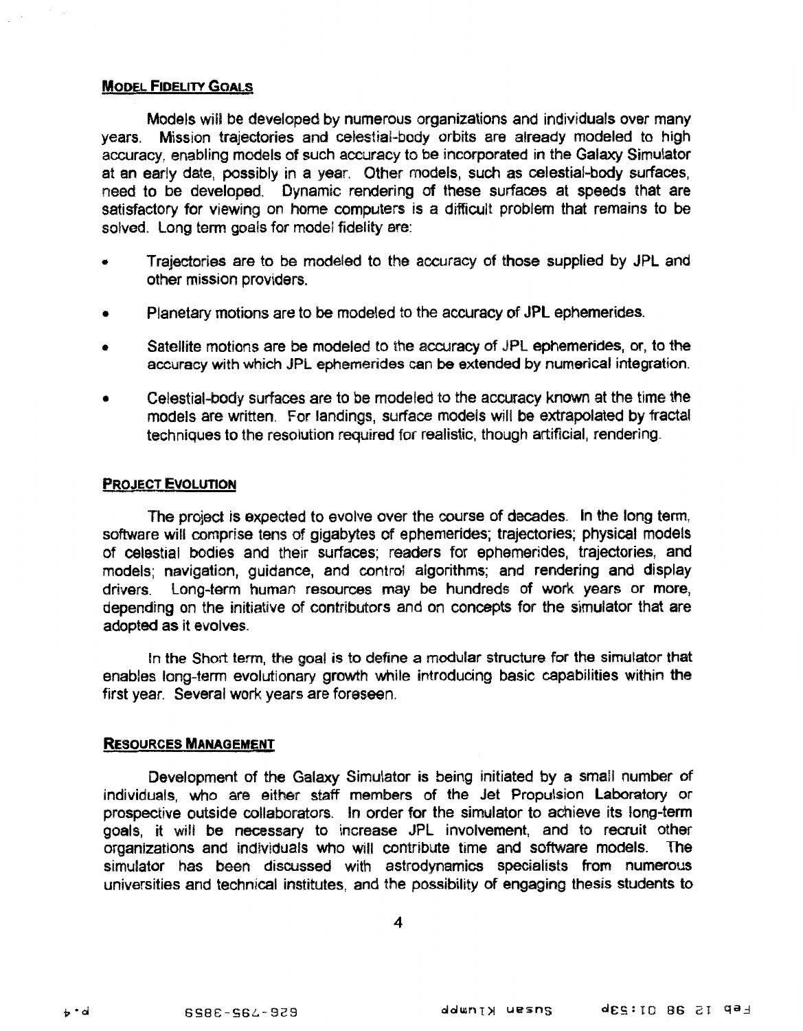## Model Fidelity Goals

Models will be developed by numerous organizations and individuals over many years. Mission trajectories and celestial-body orbits are already modeled to high accuracy, enabling models of such accuracy to be incorporated in the Galaxy Simulator at an early date, possibly in a year. Other models, such as celestial-body surfaces, need to be developed. Dynamic rendering of these surfaces at speeds that are satisfactory for viewing on home computers is a difficult problem that remains to be solved. Long term goals for model fidelity are:

- Trajectories are to be modeled to the accuracy of those supplied by JPL and other mission providers.
- Planetary motions are to be modeled to the accuracy of JPL ephemerides.
- Satellite motions are be modeled to the accuracy of JPL ephemerides, or, to the accuracy with which JPL ephemerides can be extended by numerical integration.
- Celestial-body surfaces are to be modeled to the accuracy known at the time the models are written. For landings, surface models will be extrapolated by fractal techniques to the resolution required for realistic, though artificial, rendering.

## Project Evolution

The project is expected to evolve over the course of decades. In the long term, software will comprise tens of gigabytes of ephemerides; trajectories; physical models of celestial bodies and their surfaces; readers for ephemerides, trajectories, and models; navigation, guidance, and control algorithms; and rendering and display drivers. Long-term human resources may be hundreds of work years or more, depending on the initiative of contributors and on concepts for the simulator that are adopted as it evolves.

In the Short term, the goal is to define a modular structure for the simulator that enables long-term evolutionary growth while introducing basic capabilities within the first year. Several work years are foreseen.

## Resources Management

Development of the Galaxy Simulator is being initiated by a small number of individuals, who are either staff members of the Jet Propulsion Laboratory or prospective outside collaborators. In order for the simulator to achieve its long-term goals, it will be necessary to increase JPL involvement, and to recruit other organizations and individuals who will contribute time and software models. The simulator has been discussed with astrodynamics specialists from numerous universities and technical institutes, and the possibility of engaging thesis students to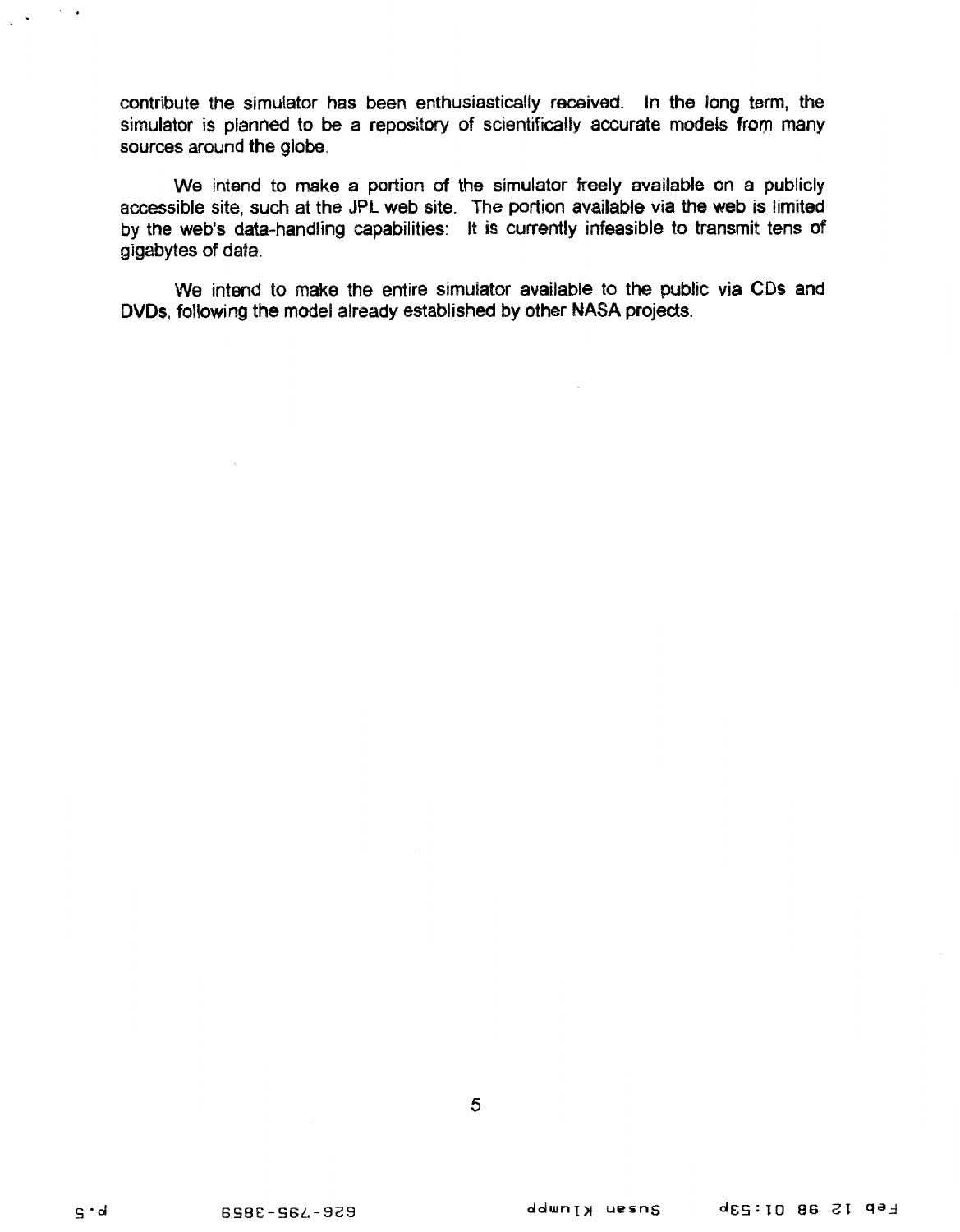contribute the simulator has been enthusiastically received. In the long term, the simulator is planned to be a repository of scientifically accurate models from many sources around the globe.

We intend to make a portion of the simulator freely available on a publicly accessible site, such at the JPL web site. The portion available via the web is limited by the web's data-handling capabilities: It is currently infeasible to transmit tens of gigabytes of data.

We intend to make the entire simulator available to the public via CDs and DVDs, following the model already established by other NASA projects.